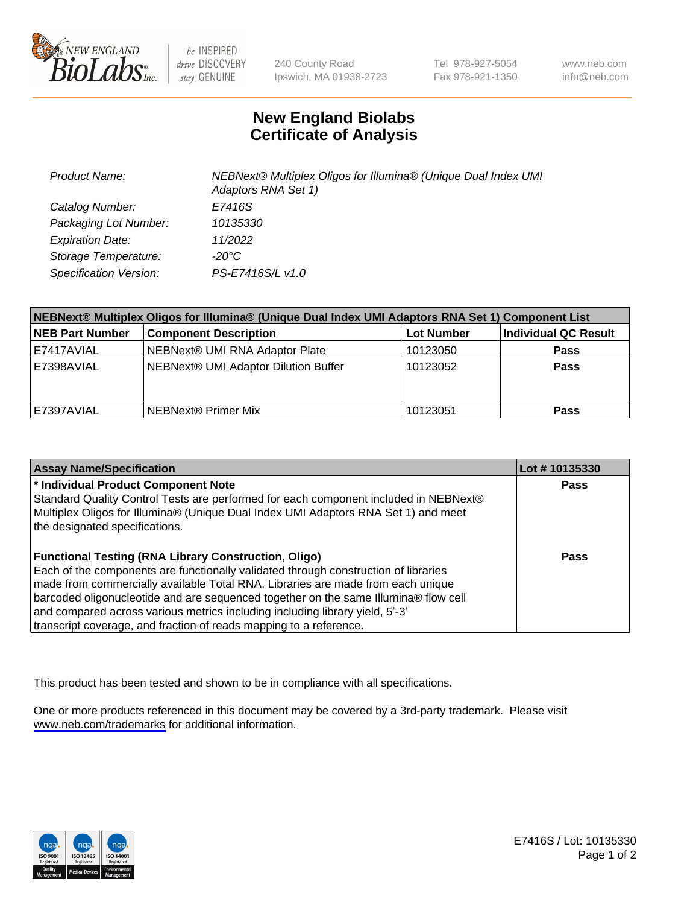# New England Biolabs Certificate of Analysis

| | |
|---|---|
| Product Name: | NEBNext® Multiplex Oligos for Illumina® (Unique Dual Index UMI Adaptors RNA Set 1) |
| Catalog Number: | E7416S |
| Packaging Lot Number: | 10135330 |
| Expiration Date: | 11/2022 |
| Storage Temperature: | -20°C |
| Specification Version: | PS-E7416S/L v1.0 |

| NEBNext® Multiplex Oligos for Illumina® (Unique Dual Index UMI Adaptors RNA Set 1) Component List | | | |
|---|---|---|---|
| **NEB Part Number** | **Component Description** | **Lot Number** | **Individual QC Result** |
| E7417AVIAL | NEBNext® UMI RNA Adaptor Plate | 10123050 | **Pass** |
| E7398AVIAL | NEBNext® UMI Adaptor Dilution Buffer | 10123052 | **Pass** |
| E7397AVIAL | NEBNext® Primer Mix | 10123051 | **Pass** |

| Assay Name/Specification | Lot # 10135330 |
|---|---|
| **\* Individual Product Component Note**<br>Standard Quality Control Tests are performed for each component included in NEBNext® Multiplex Oligos for Illumina® (Unique Dual Index UMI Adaptors RNA Set 1) and meet the designated specifications. | **Pass** |
| **Functional Testing (RNA Library Construction, Oligo)**<br>Each of the components are functionally validated through construction of libraries made from commercially available Total RNA. Libraries are made from each unique barcoded oligonucleotide and are sequenced together on the same Illumina® flow cell and compared across various metrics including including library yield, 5'-3' transcript coverage, and fraction of reads mapping to a reference. | **Pass** |

This product has been tested and shown to be in compliance with all specifications.

One or more products referenced in this document may be covered by a 3rd-party trademark. Please visit www.neb.com/trademarks for additional information.

E7416S / Lot: 10135330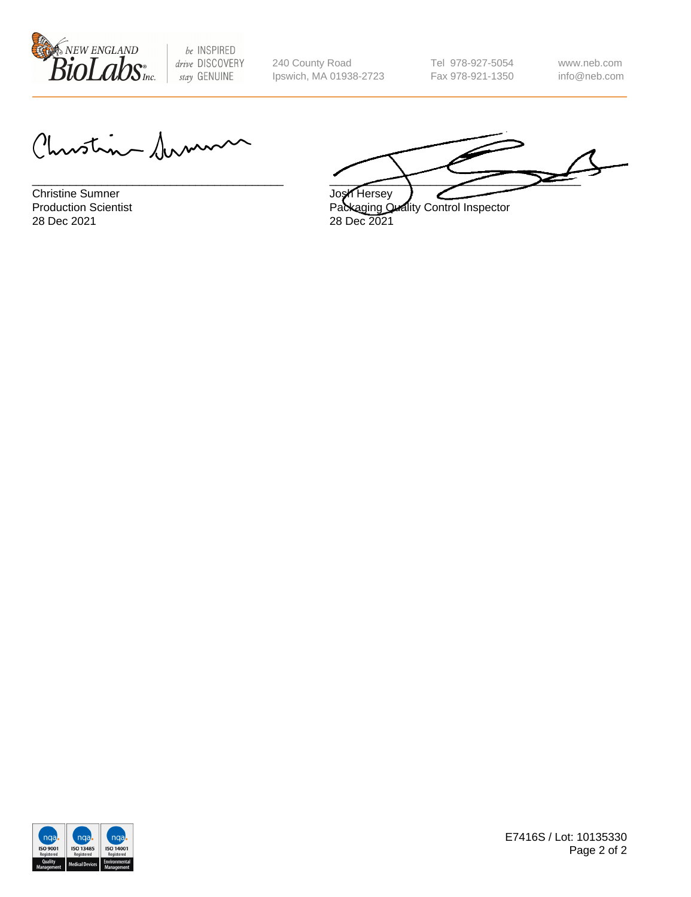Christine Sumner
Production Scientist
28 Dec 2021

Josh Hersey
Packaging Quality Control Inspector
28 Dec 2021

E7416S / Lot: 10135330